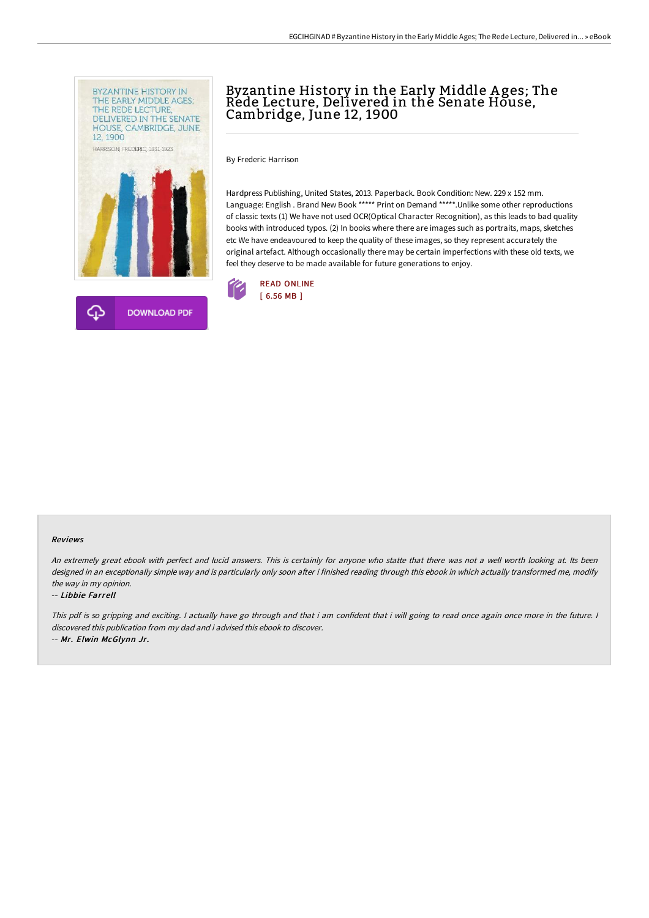# Byzantine History in the Early Middle Ages; The Rede Lecture, Delivered in the Senate House, Cambridge, June 12, 1900

By Frederic Harrison

Hardpress Publishing, United States, 2013. Paperback. Book Condition: New. 229 x 152 mm. Language: English . Brand New Book ***** Print on Demand *****.Unlike some other reproductions of classic texts (1) We have not used OCR(Optical Character Recognition), as this leads to bad quality books with introduced typos. (2) In books where there are images such as portraits, maps, sketches etc We have endeavoured to keep the quality of these images, so they represent accurately the original artefact. Although occasionally there may be certain imperfections with these old texts, we feel they deserve to be made available for future generations to enjoy.

READ ONLINE
[ 6.56 MB ]

DOWNLOAD PDF

#### Reviews

*An extremely great ebook with perfect and lucid answers. This is certainly for anyone who statte that there was not a well worth looking at. Its been designed in an exceptionally simple way and is particularly only soon after i finished reading through this ebook in which actually transformed me, modify the way in my opinion.*

-- ***Libbie Farrell***

*This pdf is so gripping and exciting. I actually have go through and that i am confident that i will going to read once again once more in the future. I discovered this publication from my dad and i advised this ebook to discover.*

-- ***Mr. Elwin McGlynn Jr.***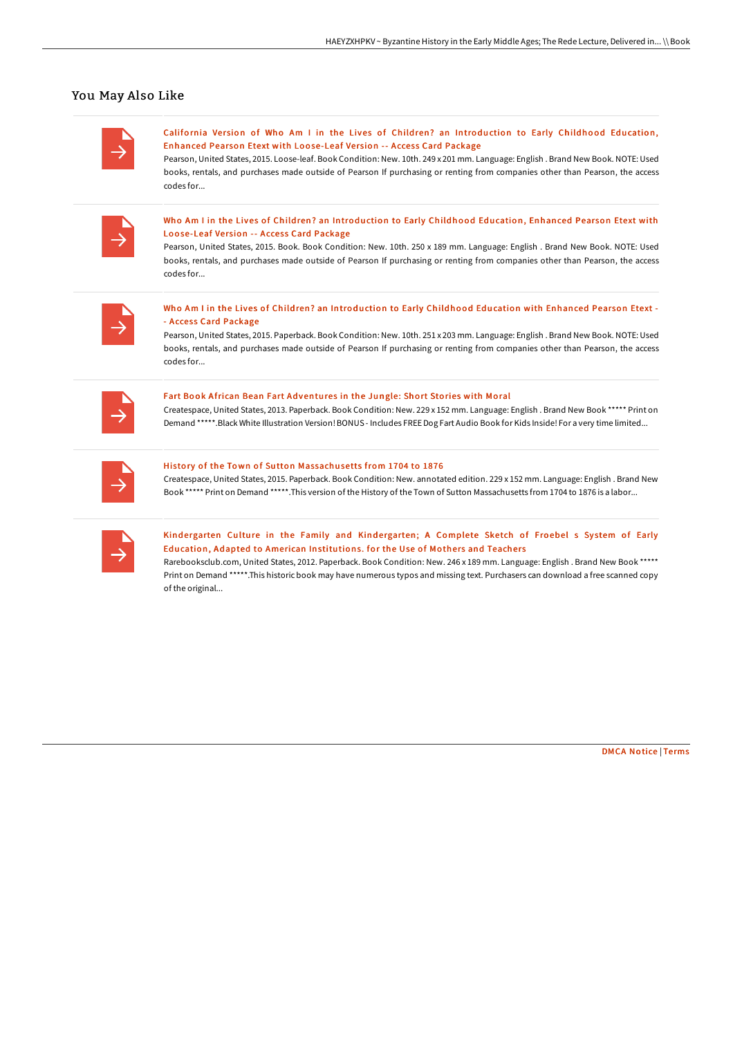## You May Also Like

**California Version of Who Am I in the Lives of Children? an Introduction to Early Childhood Education, Enhanced Pearson Etext with Loose-Leaf Version -- Access Card Package**

Pearson, United States, 2015. Loose-leaf. Book Condition: New. 10th. 249 x 201 mm. Language: English . Brand New Book. NOTE: Used books, rentals, and purchases made outside of Pearson If purchasing or renting from companies other than Pearson, the access codes for...

**Who Am I in the Lives of Children? an Introduction to Early Childhood Education, Enhanced Pearson Etext with Loose-Leaf Version -- Access Card Package**

Pearson, United States, 2015. Book. Book Condition: New. 10th. 250 x 189 mm. Language: English . Brand New Book. NOTE: Used books, rentals, and purchases made outside of Pearson If purchasing or renting from companies other than Pearson, the access codes for...

**Who Am I in the Lives of Children? an Introduction to Early Childhood Education with Enhanced Pearson Etext -- Access Card Package**

Pearson, United States, 2015. Paperback. Book Condition: New. 10th. 251 x 203 mm. Language: English . Brand New Book. NOTE: Used books, rentals, and purchases made outside of Pearson If purchasing or renting from companies other than Pearson, the access codes for...

**Fart Book African Bean Fart Adventures in the Jungle: Short Stories with Moral**

Createspace, United States, 2013. Paperback. Book Condition: New. 229 x 152 mm. Language: English . Brand New Book ***** Print on Demand *****.Black White Illustration Version! BONUS - Includes FREE Dog Fart Audio Book for Kids Inside! For a very time limited...

**History of the Town of Sutton Massachusetts from 1704 to 1876**

Createspace, United States, 2015. Paperback. Book Condition: New. annotated edition. 229 x 152 mm. Language: English . Brand New Book ***** Print on Demand *****.This version of the History of the Town of Sutton Massachusetts from 1704 to 1876 is a labor...

**Kindergarten Culture in the Family and Kindergarten; A Complete Sketch of Froebel s System of Early Education, Adapted to American Institutions. for the Use of Mothers and Teachers**

Rarebooksclub.com, United States, 2012. Paperback. Book Condition: New. 246 x 189 mm. Language: English . Brand New Book ***** Print on Demand *****.This historic book may have numerous typos and missing text. Purchasers can download a free scanned copy of the original...

DMCA Notice | Terms